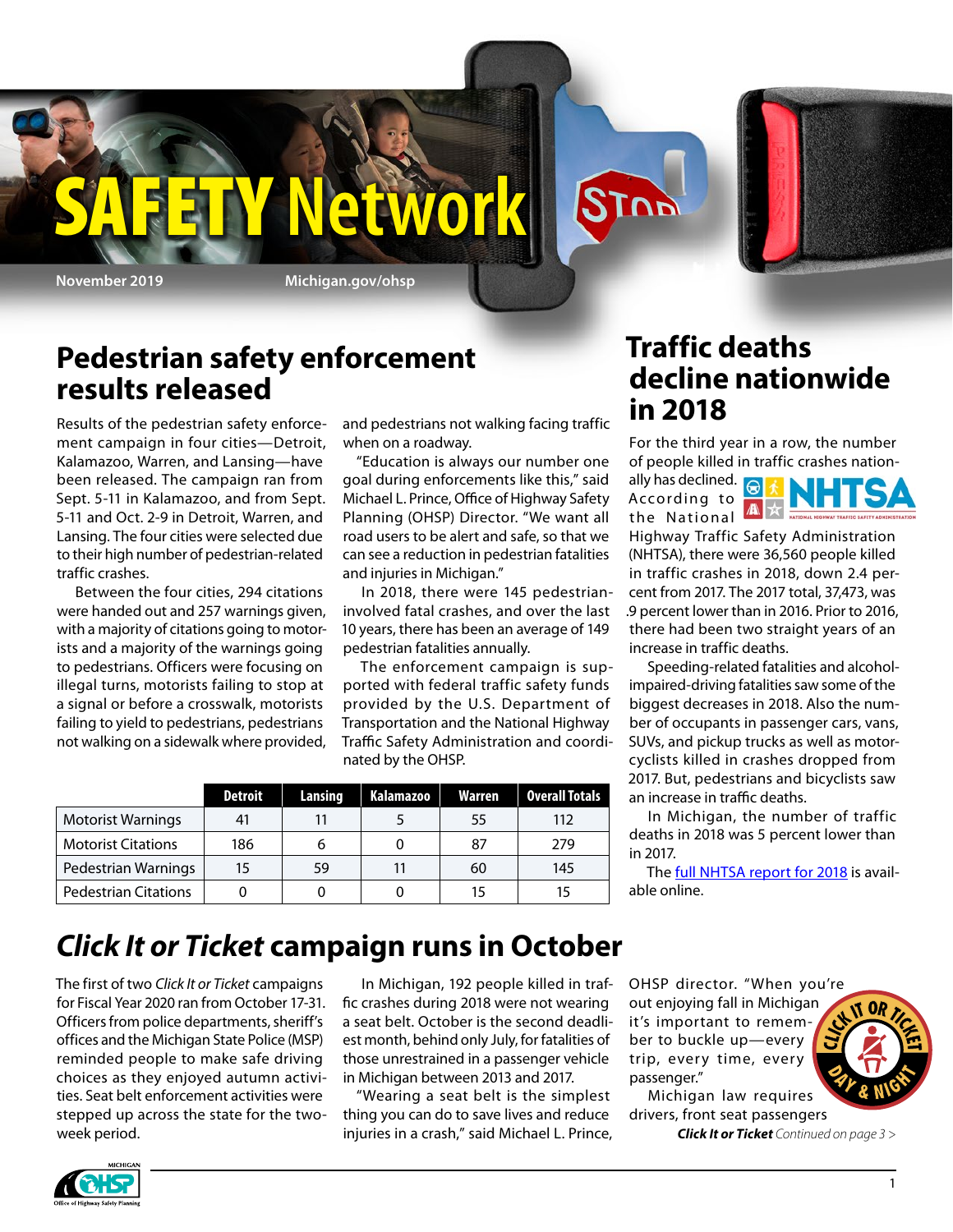# SAFETY Network

November 2019 | Michigan.gov/ohsp

## Pedestrian safety enforcement results released

Results of the pedestrian safety enforcement campaign in four cities—Detroit, Kalamazoo, Warren, and Lansing—have been released. The campaign ran from Sept. 5-11 in Kalamazoo, and from Sept. 5-11 and Oct. 2-9 in Detroit, Warren, and Lansing. The four cities were selected due to their high number of pedestrian-related traffic crashes.

Between the four cities, 294 citations were handed out and 257 warnings given, with a majority of citations going to motorists and a majority of the warnings going to pedestrians. Officers were focusing on illegal turns, motorists failing to stop at a signal or before a crosswalk, motorists failing to yield to pedestrians, pedestrians not walking on a sidewalk where provided, and pedestrians not walking facing traffic when on a roadway.

"Education is always our number one goal during enforcements like this," said Michael L. Prince, Office of Highway Safety Planning (OHSP) Director. "We want all road users to be alert and safe, so that we can see a reduction in pedestrian fatalities and injuries in Michigan."

In 2018, there were 145 pedestrian-involved fatal crashes, and over the last 10 years, there has been an average of 149 pedestrian fatalities annually.

The enforcement campaign is supported with federal traffic safety funds provided by the U.S. Department of Transportation and the National Highway Traffic Safety Administration and coordinated by the OHSP.

| | Detroit | Lansing | Kalamazoo | Warren | Overall Totals |
|---|---|---|---|---|---|
| Motorist Warnings | 41 | 11 | 5 | 55 | 112 |
| Motorist Citations | 186 | 6 | 0 | 87 | 279 |
| Pedestrian Warnings | 15 | 59 | 11 | 60 | 145 |
| Pedestrian Citations | 0 | 0 | 0 | 15 | 15 |

## Traffic deaths decline nationwide in 2018

For the third year in a row, the number of people killed in traffic crashes nationally has declined. According to the National Highway Traffic Safety Administration (NHTSA), there were 36,560 people killed in traffic crashes in 2018, down 2.4 percent from 2017. The 2017 total, 37,473, was .9 percent lower than in 2016. Prior to 2016, there had been two straight years of an increase in traffic deaths.

Speeding-related fatalities and alcohol-impaired-driving fatalities saw some of the biggest decreases in 2018. Also the number of occupants in passenger cars, vans, SUVs, and pickup trucks as well as motorcyclists killed in crashes dropped from 2017. But, pedestrians and bicyclists saw an increase in traffic deaths.

In Michigan, the number of traffic deaths in 2018 was 5 percent lower than in 2017.

The full NHTSA report for 2018 is available online.

## *Click It or Ticket* campaign runs in October

The first of two *Click It or Ticket* campaigns for Fiscal Year 2020 ran from October 17-31. Officers from police departments, sheriff's offices and the Michigan State Police (MSP) reminded people to make safe driving choices as they enjoyed autumn activities. Seat belt enforcement activities were stepped up across the state for the two-week period.

In Michigan, 192 people killed in traffic crashes during 2018 were not wearing a seat belt. October is the second deadliest month, behind only July, for fatalities of those unrestrained in a passenger vehicle in Michigan between 2013 and 2017.

"Wearing a seat belt is the simplest thing you can do to save lives and reduce injuries in a crash," said Michael L. Prince, OHSP director. "When you're out enjoying fall in Michigan it's important to remember to buckle up—every trip, every time, every passenger."

Michigan law requires drivers, front seat passengers

***Click It or Ticket*** *Continued on page 3 >*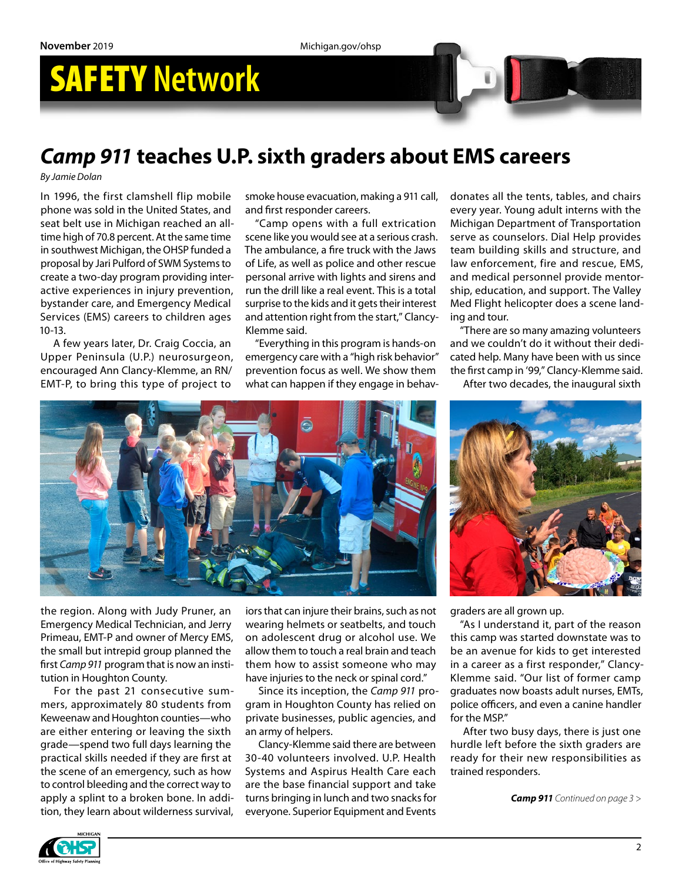# SAFETY Network

## *Camp 911* teaches U.P. sixth graders about EMS careers

*By Jamie Dolan*

In 1996, the first clamshell flip mobile phone was sold in the United States, and seat belt use in Michigan reached an all-time high of 70.8 percent. At the same time in southwest Michigan, the OHSP funded a proposal by Jari Pulford of SWM Systems to create a two-day program providing interactive experiences in injury prevention, bystander care, and Emergency Medical Services (EMS) careers to children ages 10-13.

A few years later, Dr. Craig Coccia, an Upper Peninsula (U.P.) neurosurgeon, encouraged Ann Clancy-Klemme, an RN/EMT-P, to bring this type of project to the region. Along with Judy Pruner, an Emergency Medical Technician, and Jerry Primeau, EMT-P and owner of Mercy EMS, the small but intrepid group planned the first *Camp 911* program that is now an institution in Houghton County.

For the past 21 consecutive summers, approximately 80 students from Keweenaw and Houghton counties—who are either entering or leaving the sixth grade—spend two full days learning the practical skills needed if they are first at the scene of an emergency, such as how to control bleeding and the correct way to apply a splint to a broken bone. In addition, they learn about wilderness survival, smoke house evacuation, making a 911 call, and first responder careers.

"Camp opens with a full extrication scene like you would see at a serious crash. The ambulance, a fire truck with the Jaws of Life, as well as police and other rescue personal arrive with lights and sirens and run the drill like a real event. This is a total surprise to the kids and it gets their interest and attention right from the start," Clancy-Klemme said.

"Everything in this program is hands-on emergency care with a "high risk behavior" prevention focus as well. We show them what can happen if they engage in behaviors that can injure their brains, such as not wearing helmets or seatbelts, and touch on adolescent drug or alcohol use. We allow them to touch a real brain and teach them how to assist someone who may have injuries to the neck or spinal cord."

Since its inception, the *Camp 911* program in Houghton County has relied on private businesses, public agencies, and an army of helpers.

Clancy-Klemme said there are between 30-40 volunteers involved. U.P. Health Systems and Aspirus Health Care each are the base financial support and take turns bringing in lunch and two snacks for everyone. Superior Equipment and Events donates all the tents, tables, and chairs every year. Young adult interns with the Michigan Department of Transportation serve as counselors. Dial Help provides team building skills and structure, and law enforcement, fire and rescue, EMS, and medical personnel provide mentorship, education, and support. The Valley Med Flight helicopter does a scene landing and tour.

"There are so many amazing volunteers and we couldn't do it without their dedicated help. Many have been with us since the first camp in '99," Clancy-Klemme said.

After two decades, the inaugural sixth graders are all grown up.

"As I understand it, part of the reason this camp was started downstate was to be an avenue for kids to get interested in a career as a first responder," Clancy-Klemme said. "Our list of former camp graduates now boasts adult nurses, EMTs, police officers, and even a canine handler for the MSP."

After two busy days, there is just one hurdle left before the sixth graders are ready for their new responsibilities as trained responders.

***Camp 911*** *Continued on page 3 >*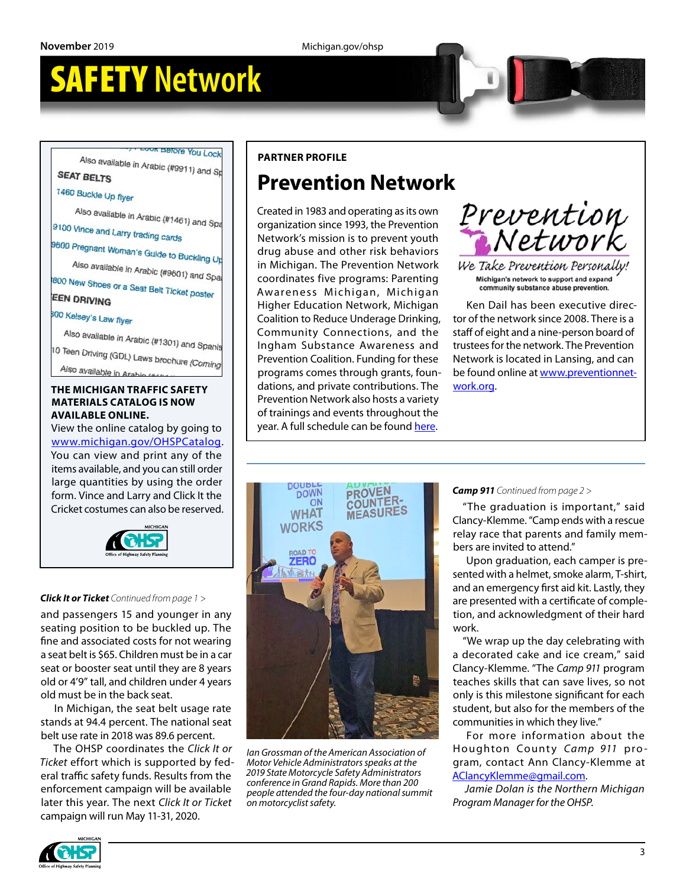# SAFETY Network

Also available in Arabic (#9911) and Sp...

**SEAT BELTS**

1460 Buckle Up flyer

Also available in Arabic (#1461) and Spa...

9100 Vince and Larry trading cards

9600 Pregnant Woman's Guide to Buckling Up

Also available in Arabic (#9601) and Spa...

800 New Shoes or a Seat Belt Ticket poster

**TEEN DRIVING**

300 Kelsey's Law flyer

Also available in Arabic (#1301) and Spanis...

10 Teen Driving (GDL) Laws brochure (Coming...

Also available in Arabic...

**THE MICHIGAN TRAFFIC SAFETY MATERIALS CATALOG IS NOW AVAILABLE ONLINE.**

View the online catalog by going to www.michigan.gov/OHSPCatalog. You can view and print any of the items available, and you can still order large quantities by using the order form. Vince and Larry and Click It the Cricket costumes can also be reserved.

## PARTNER PROFILE

## Prevention Network

Created in 1983 and operating as its own organization since 1993, the Prevention Network's mission is to prevent youth drug abuse and other risk behaviors in Michigan. The Prevention Network coordinates five programs: Parenting Awareness Michigan, Michigan Higher Education Network, Michigan Coalition to Reduce Underage Drinking, Community Connections, and the Ingham Substance Awareness and Prevention Coalition. Funding for these programs comes through grants, foundations, and private contributions. The Prevention Network also hosts a variety of trainings and events throughout the year. A full schedule can be found here.

Prevention Network — We Take Prevention Personally! Michigan's network to support and expand community substance abuse prevention.

Ken Dail has been executive director of the network since 2008. There is a staff of eight and a nine-person board of trustees for the network. The Prevention Network is located in Lansing, and can be found online at www.preventionnetwork.org.

***Click It or Ticket*** *Continued from page 1 >*

and passengers 15 and younger in any seating position to be buckled up. The fine and associated costs for not wearing a seat belt is $65. Children must be in a car seat or booster seat until they are 8 years old or 4'9" tall, and children under 4 years old must be in the back seat.

In Michigan, the seat belt usage rate stands at 94.4 percent. The national seat belt use rate in 2018 was 89.6 percent.

The OHSP coordinates the *Click It or Ticket* effort which is supported by federal traffic safety funds. Results from the enforcement campaign will be available later this year. The next *Click It or Ticket* campaign will run May 11-31, 2020.

*Ian Grossman of the American Association of Motor Vehicle Administrators speaks at the 2019 State Motorcycle Safety Administrators conference in Grand Rapids. More than 200 people attended the four-day national summit on motorcyclist safety.*

***Camp 911*** *Continued from page 2 >*

"The graduation is important," said Clancy-Klemme. "Camp ends with a rescue relay race that parents and family members are invited to attend."

Upon graduation, each camper is presented with a helmet, smoke alarm, T-shirt, and an emergency first aid kit. Lastly, they are presented with a certificate of completion, and acknowledgment of their hard work.

"We wrap up the day celebrating with a decorated cake and ice cream," said Clancy-Klemme. "The *Camp 911* program teaches skills that can save lives, so not only is this milestone significant for each student, but also for the members of the communities in which they live."

For more information about the Houghton County *Camp 911* program, contact Ann Clancy-Klemme at AClancyKlemme@gmail.com.

*Jamie Dolan is the Northern Michigan Program Manager for the OHSP.*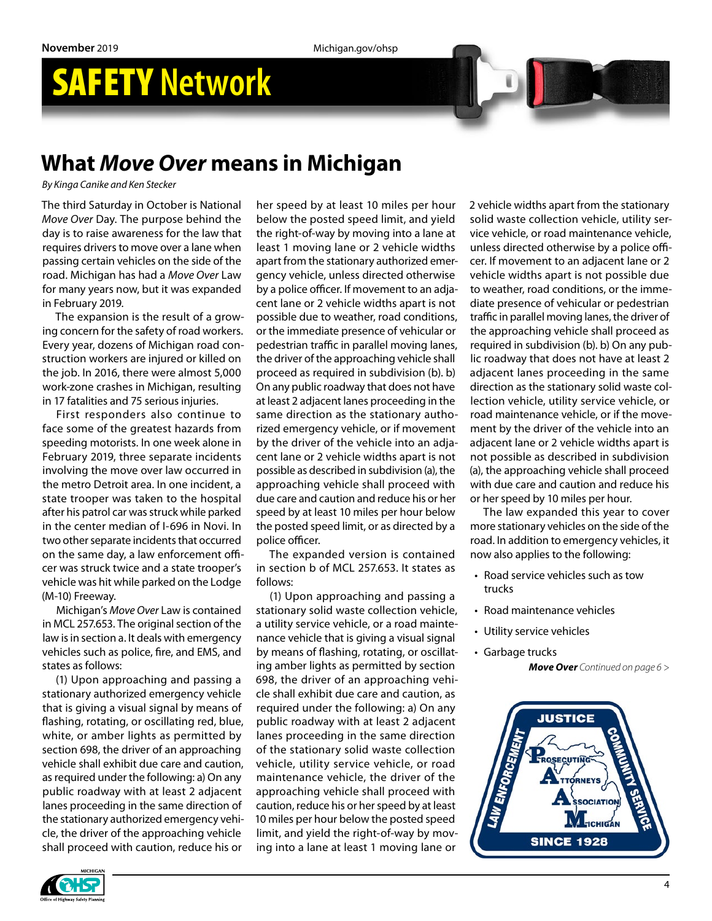# SAFETY Network

## What *Move Over* means in Michigan

*By Kinga Canike and Ken Stecker*

The third Saturday in October is National *Move Over* Day. The purpose behind the day is to raise awareness for the law that requires drivers to move over a lane when passing certain vehicles on the side of the road. Michigan has had a *Move Over* Law for many years now, but it was expanded in February 2019.

The expansion is the result of a growing concern for the safety of road workers. Every year, dozens of Michigan road construction workers are injured or killed on the job. In 2016, there were almost 5,000 work-zone crashes in Michigan, resulting in 17 fatalities and 75 serious injuries.

First responders also continue to face some of the greatest hazards from speeding motorists. In one week alone in February 2019, three separate incidents involving the move over law occurred in the metro Detroit area. In one incident, a state trooper was taken to the hospital after his patrol car was struck while parked in the center median of I-696 in Novi. In two other separate incidents that occurred on the same day, a law enforcement officer was struck twice and a state trooper's vehicle was hit while parked on the Lodge (M-10) Freeway.

Michigan's *Move Over* Law is contained in MCL 257.653. The original section of the law is in section a. It deals with emergency vehicles such as police, fire, and EMS, and states as follows:

(1) Upon approaching and passing a stationary authorized emergency vehicle that is giving a visual signal by means of flashing, rotating, or oscillating red, blue, white, or amber lights as permitted by section 698, the driver of an approaching vehicle shall exhibit due care and caution, as required under the following: a) On any public roadway with at least 2 adjacent lanes proceeding in the same direction of the stationary authorized emergency vehicle, the driver of the approaching vehicle shall proceed with caution, reduce his or her speed by at least 10 miles per hour below the posted speed limit, and yield the right-of-way by moving into a lane at least 1 moving lane or 2 vehicle widths apart from the stationary authorized emergency vehicle, unless directed otherwise by a police officer. If movement to an adjacent lane or 2 vehicle widths apart is not possible due to weather, road conditions, or the immediate presence of vehicular or pedestrian traffic in parallel moving lanes, the driver of the approaching vehicle shall proceed as required in subdivision (b). b) On any public roadway that does not have at least 2 adjacent lanes proceeding in the same direction as the stationary authorized emergency vehicle, or if movement by the driver of the vehicle into an adjacent lane or 2 vehicle widths apart is not possible as described in subdivision (a), the approaching vehicle shall proceed with due care and caution and reduce his or her speed by at least 10 miles per hour below the posted speed limit, or as directed by a police officer.

The expanded version is contained in section b of MCL 257.653. It states as follows:

(1) Upon approaching and passing a stationary solid waste collection vehicle, a utility service vehicle, or a road maintenance vehicle that is giving a visual signal by means of flashing, rotating, or oscillating amber lights as permitted by section 698, the driver of an approaching vehicle shall exhibit due care and caution, as required under the following: a) On any public roadway with at least 2 adjacent lanes proceeding in the same direction of the stationary solid waste collection vehicle, utility service vehicle, or road maintenance vehicle, the driver of the approaching vehicle shall proceed with caution, reduce his or her speed by at least 10 miles per hour below the posted speed limit, and yield the right-of-way by moving into a lane at least 1 moving lane or 2 vehicle widths apart from the stationary solid waste collection vehicle, utility service vehicle, or road maintenance vehicle, unless directed otherwise by a police officer. If movement to an adjacent lane or 2 vehicle widths apart is not possible due to weather, road conditions, or the immediate presence of vehicular or pedestrian traffic in parallel moving lanes, the driver of the approaching vehicle shall proceed as required in subdivision (b). b) On any public roadway that does not have at least 2 adjacent lanes proceeding in the same direction as the stationary solid waste collection vehicle, utility service vehicle, or road maintenance vehicle, or if the movement by the driver of the vehicle into an adjacent lane or 2 vehicle widths apart is not possible as described in subdivision (a), the approaching vehicle shall proceed with due care and caution and reduce his or her speed by 10 miles per hour.

The law expanded this year to cover more stationary vehicles on the side of the road. In addition to emergency vehicles, it now also applies to the following:

- Road service vehicles such as tow trucks
- Road maintenance vehicles
- Utility service vehicles
- Garbage trucks

***Move Over*** *Continued on page 6 >*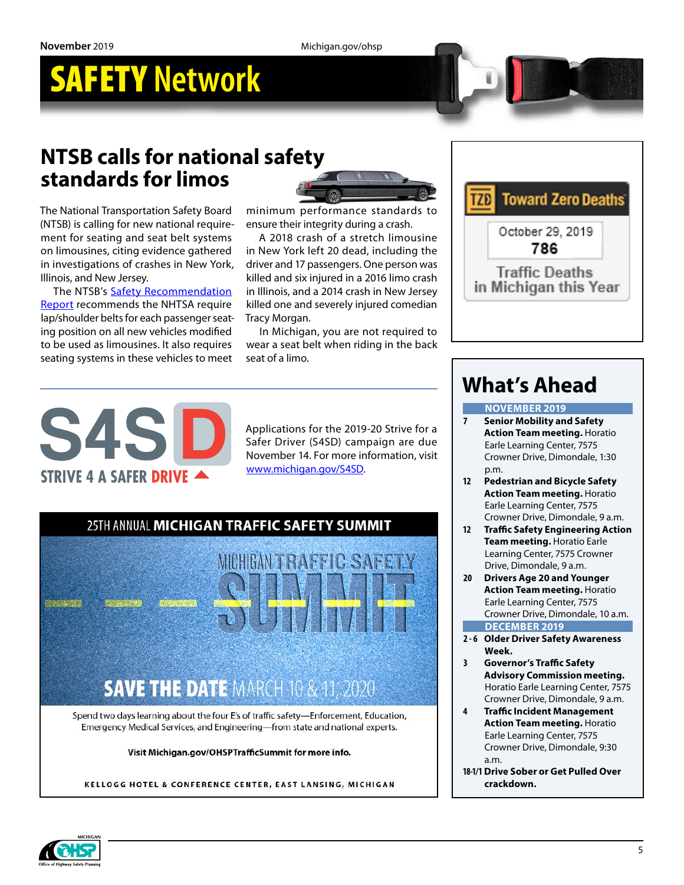# SAFETY Network

## NTSB calls for national safety standards for limos

The National Transportation Safety Board (NTSB) is calling for new national requirement for seating and seat belt systems on limousines, citing evidence gathered in investigations of crashes in New York, Illinois, and New Jersey.

The NTSB's Safety Recommendation Report recommends the NHTSA require lap/shoulder belts for each passenger seating position on all new vehicles modified to be used as limousines. It also requires seating systems in these vehicles to meet minimum performance standards to ensure their integrity during a crash.

A 2018 crash of a stretch limousine in New York left 20 dead, including the driver and 17 passengers. One person was killed and six injured in a 2016 limo crash in Illinois, and a 2014 crash in New Jersey killed one and severely injured comedian Tracy Morgan.

In Michigan, you are not required to wear a seat belt when riding in the back seat of a limo.

**TZD Toward Zero Deaths**

October 29, 2019
**786**
Traffic Deaths in Michigan this Year

---

**S4SD**
**STRIVE 4 A SAFER DRIVE**

Applications for the 2019-20 Strive for a Safer Driver (S4SD) campaign are due November 14. For more information, visit www.michigan.gov/S4SD.

---

## 25TH ANNUAL MICHIGAN TRAFFIC SAFETY SUMMIT

MICHIGAN TRAFFIC SAFETY SUMMIT

**SAVE THE DATE** MARCH 10 & 11, 2020

Spend two days learning about the four E's of traffic safety—Enforcement, Education, Emergency Medical Services, and Engineering—from state and national experts.

**Visit Michigan.gov/OHSPTrafficSummit for more info.**

KELLOGG HOTEL & CONFERENCE CENTER, EAST LANSING, MICHIGAN

---

## What's Ahead

**NOVEMBER 2019**

- **7** **Senior Mobility and Safety Action Team meeting.** Horatio Earle Learning Center, 7575 Crowner Drive, Dimondale, 1:30 p.m.
- **12** **Pedestrian and Bicycle Safety Action Team meeting.** Horatio Earle Learning Center, 7575 Crowner Drive, Dimondale, 9 a.m.
- **12** **Traffic Safety Engineering Action Team meeting.** Horatio Earle Learning Center, 7575 Crowner Drive, Dimondale, 9 a.m.
- **20** **Drivers Age 20 and Younger Action Team meeting.** Horatio Earle Learning Center, 7575 Crowner Drive, Dimondale, 10 a.m.

**DECEMBER 2019**

- **2-6** **Older Driver Safety Awareness Week.**
- **3** **Governor's Traffic Safety Advisory Commission meeting.** Horatio Earle Learning Center, 7575 Crowner Drive, Dimondale, 9 a.m.
- **4** **Traffic Incident Management Action Team meeting.** Horatio Earle Learning Center, 7575 Crowner Drive, Dimondale, 9:30 a.m.
- **18-1/1** **Drive Sober or Get Pulled Over crackdown.**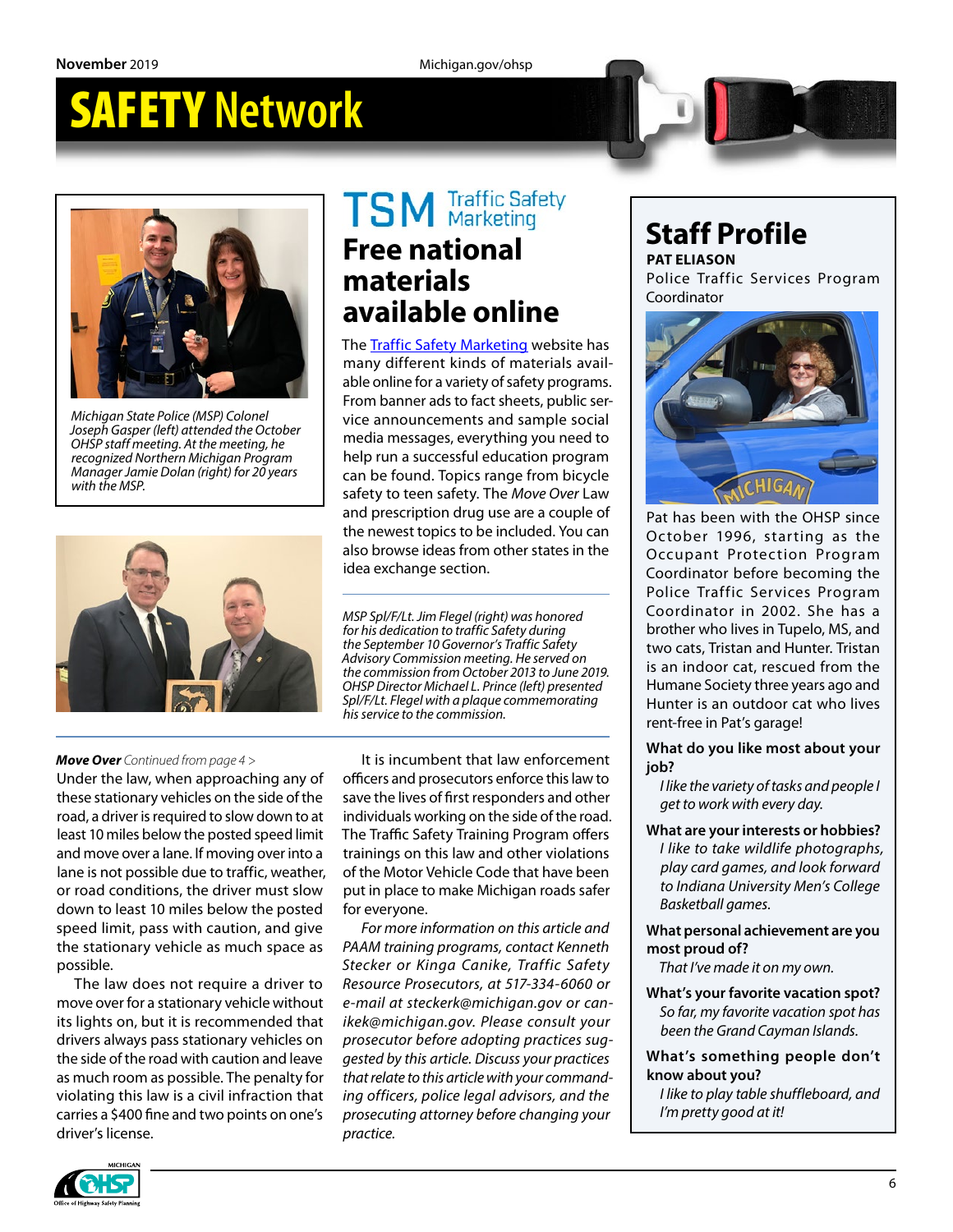Michigan State Police (MSP) Colonel Joseph Gasper (left) attended the October OHSP staff meeting. At the meeting, he recognized Northern Michigan Program Manager Jamie Dolan (right) for 20 years with the MSP.

## TSM Traffic Safety Marketing

## Free national materials available online

The Traffic Safety Marketing website has many different kinds of materials available online for a variety of safety programs. From banner ads to fact sheets, public service announcements and sample social media messages, everything you need to help run a successful education program can be found. Topics range from bicycle safety to teen safety. The *Move Over* Law and prescription drug use are a couple of the newest topics to be included. You can also browse ideas from other states in the idea exchange section.

*MSP Spl/F/Lt. Jim Flegel (right) was honored for his dedication to traffic Safety during the September 10 Governor's Traffic Safety Advisory Commission meeting. He served on the commission from October 2013 to June 2019. OHSP Director Michael L. Prince (left) presented Spl/F/Lt. Flegel with a plaque commemorating his service to the commission.*

***Move Over*** *Continued from page 4 >*

Under the law, when approaching any of these stationary vehicles on the side of the road, a driver is required to slow down to at least 10 miles below the posted speed limit and move over a lane. If moving over into a lane is not possible due to traffic, weather, or road conditions, the driver must slow down to least 10 miles below the posted speed limit, pass with caution, and give the stationary vehicle as much space as possible.

The law does not require a driver to move over for a stationary vehicle without its lights on, but it is recommended that drivers always pass stationary vehicles on the side of the road with caution and leave as much room as possible. The penalty for violating this law is a civil infraction that carries a $400 fine and two points on one's driver's license.

It is incumbent that law enforcement officers and prosecutors enforce this law to save the lives of first responders and other individuals working on the side of the road. The Traffic Safety Training Program offers trainings on this law and other violations of the Motor Vehicle Code that have been put in place to make Michigan roads safer for everyone.

*For more information on this article and PAAM training programs, contact Kenneth Stecker or Kinga Canike, Traffic Safety Resource Prosecutors, at 517-334-6060 or e-mail at steckerk@michigan.gov or canikek@michigan.gov. Please consult your prosecutor before adopting practices suggested by this article. Discuss your practices that relate to this article with your commanding officers, police legal advisors, and the prosecuting attorney before changing your practice.*

## Staff Profile

**PAT ELIASON**
Police Traffic Services Program Coordinator

Pat has been with the OHSP since October 1996, starting as the Occupant Protection Program Coordinator before becoming the Police Traffic Services Program Coordinator in 2002. She has a brother who lives in Tupelo, MS, and two cats, Tristan and Hunter. Tristan is an indoor cat, rescued from the Humane Society three years ago and Hunter is an outdoor cat who lives rent-free in Pat's garage!

**What do you like most about your job?**
*I like the variety of tasks and people I get to work with every day.*

**What are your interests or hobbies?**
*I like to take wildlife photographs, play card games, and look forward to Indiana University Men's College Basketball games.*

**What personal achievement are you most proud of?**
*That I've made it on my own.*

**What's your favorite vacation spot?**
*So far, my favorite vacation spot has been the Grand Cayman Islands.*

**What's something people don't know about you?**
*I like to play table shuffleboard, and I'm pretty good at it!*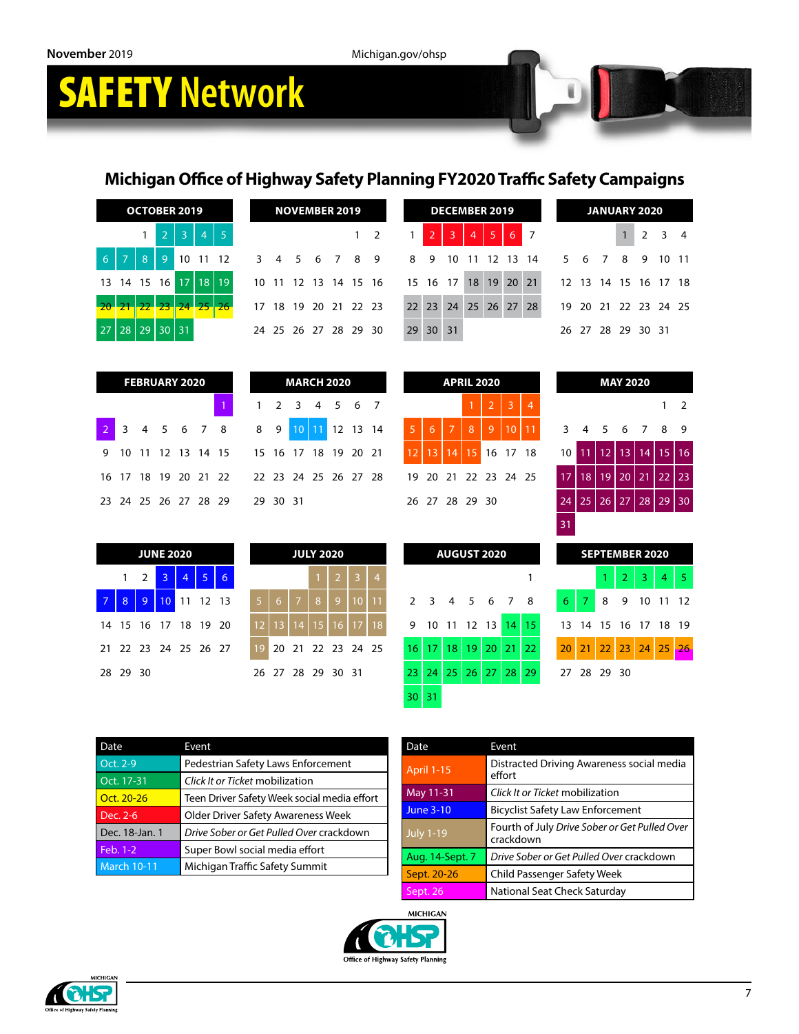# SAFETY Network

## Michigan Office of Highway Safety Planning FY2020 Traffic Safety Campaigns

**OCTOBER 2019**

| | | | | | | |
|---|---|---|---|---|---|---|
| | | 1 | 2 | 3 | 4 | 5 |
| 6 | 7 | 8 | 9 | 10 | 11 | 12 |
| 13 | 14 | 15 | 16 | 17 | 18 | 19 |
| 20 | 21 | 22 | 23 | 24 | 25 | 26 |
| 27 | 28 | 29 | 30 | 31 | | |

**NOVEMBER 2019**

| | | | | | | |
|---|---|---|---|---|---|---|
| | | | | | 1 | 2 |
| 3 | 4 | 5 | 6 | 7 | 8 | 9 |
| 10 | 11 | 12 | 13 | 14 | 15 | 16 |
| 17 | 18 | 19 | 20 | 21 | 22 | 23 |
| 24 | 25 | 26 | 27 | 28 | 29 | 30 |

**DECEMBER 2019**

| | | | | | | |
|---|---|---|---|---|---|---|
| 1 | 2 | 3 | 4 | 5 | 6 | 7 |
| 8 | 9 | 10 | 11 | 12 | 13 | 14 |
| 15 | 16 | 17 | 18 | 19 | 20 | 21 |
| 22 | 23 | 24 | 25 | 26 | 27 | 28 |
| 29 | 30 | 31 | | | | |

**JANUARY 2020**

| | | | | | | |
|---|---|---|---|---|---|---|
| | | | 1 | 2 | 3 | 4 |
| 5 | 6 | 7 | 8 | 9 | 10 | 11 |
| 12 | 13 | 14 | 15 | 16 | 17 | 18 |
| 19 | 20 | 21 | 22 | 23 | 24 | 25 |
| 26 | 27 | 28 | 29 | 30 | 31 | |

**FEBRUARY 2020**

| | | | | | | |
|---|---|---|---|---|---|---|
| | | | | | | 1 |
| 2 | 3 | 4 | 5 | 6 | 7 | 8 |
| 9 | 10 | 11 | 12 | 13 | 14 | 15 |
| 16 | 17 | 18 | 19 | 20 | 21 | 22 |
| 23 | 24 | 25 | 26 | 27 | 28 | 29 |

**MARCH 2020**

| | | | | | | |
|---|---|---|---|---|---|---|
| 1 | 2 | 3 | 4 | 5 | 6 | 7 |
| 8 | 9 | 10 | 11 | 12 | 13 | 14 |
| 15 | 16 | 17 | 18 | 19 | 20 | 21 |
| 22 | 23 | 24 | 25 | 26 | 27 | 28 |
| 29 | 30 | 31 | | | | |

**APRIL 2020**

| | | | | | | |
|---|---|---|---|---|---|---|
| | | | 1 | 2 | 3 | 4 |
| 5 | 6 | 7 | 8 | 9 | 10 | 11 |
| 12 | 13 | 14 | 15 | 16 | 17 | 18 |
| 19 | 20 | 21 | 22 | 23 | 24 | 25 |
| 26 | 27 | 28 | 29 | 30 | | |

**MAY 2020**

| | | | | | | |
|---|---|---|---|---|---|---|
| | | | | | 1 | 2 |
| 3 | 4 | 5 | 6 | 7 | 8 | 9 |
| 10 | 11 | 12 | 13 | 14 | 15 | 16 |
| 17 | 18 | 19 | 20 | 21 | 22 | 23 |
| 24 | 25 | 26 | 27 | 28 | 29 | 30 |
| 31 | | | | | | |

**JUNE 2020**

| | | | | | | |
|---|---|---|---|---|---|---|
| | 1 | 2 | 3 | 4 | 5 | 6 |
| 7 | 8 | 9 | 10 | 11 | 12 | 13 |
| 14 | 15 | 16 | 17 | 18 | 19 | 20 |
| 21 | 22 | 23 | 24 | 25 | 26 | 27 |
| 28 | 29 | 30 | | | | |

**JULY 2020**

| | | | | | | |
|---|---|---|---|---|---|---|
| | | | 1 | 2 | 3 | 4 |
| 5 | 6 | 7 | 8 | 9 | 10 | 11 |
| 12 | 13 | 14 | 15 | 16 | 17 | 18 |
| 19 | 20 | 21 | 22 | 23 | 24 | 25 |
| 26 | 27 | 28 | 29 | 30 | 31 | |

**AUGUST 2020**

| | | | | | | |
|---|---|---|---|---|---|---|
| | | | | | | 1 |
| 2 | 3 | 4 | 5 | 6 | 7 | 8 |
| 9 | 10 | 11 | 12 | 13 | 14 | 15 |
| 16 | 17 | 18 | 19 | 20 | 21 | 22 |
| 23 | 24 | 25 | 26 | 27 | 28 | 29 |
| 30 | 31 | | | | | |

**SEPTEMBER 2020**

| | | | | | | |
|---|---|---|---|---|---|---|
| | | 1 | 2 | 3 | 4 | 5 |
| 6 | 7 | 8 | 9 | 10 | 11 | 12 |
| 13 | 14 | 15 | 16 | 17 | 18 | 19 |
| 20 | 21 | 22 | 23 | 24 | 25 | 26 |
| 27 | 28 | 29 | 30 | | | |

| Date | Event |
|---|---|
| Oct. 2-9 | Pedestrian Safety Laws Enforcement |
| Oct. 17-31 | *Click It or Ticket* mobilization |
| Oct. 20-26 | Teen Driver Safety Week social media effort |
| Dec. 2-6 | Older Driver Safety Awareness Week |
| Dec. 18-Jan. 1 | *Drive Sober or Get Pulled Over* crackdown |
| Feb. 1-2 | Super Bowl social media effort |
| March 10-11 | Michigan Traffic Safety Summit |

| Date | Event |
|---|---|
| April 1-15 | Distracted Driving Awareness social media effort |
| May 11-31 | *Click It or Ticket* mobilization |
| June 3-10 | Bicyclist Safety Law Enforcement |
| July 1-19 | Fourth of July *Drive Sober or Get Pulled Over* crackdown |
| Aug. 14-Sept. 7 | *Drive Sober or Get Pulled Over* crackdown |
| Sept. 20-26 | Child Passenger Safety Week |
| Sept. 26 | National Seat Check Saturday |

MICHIGAN OHSP
Office of Highway Safety Planning